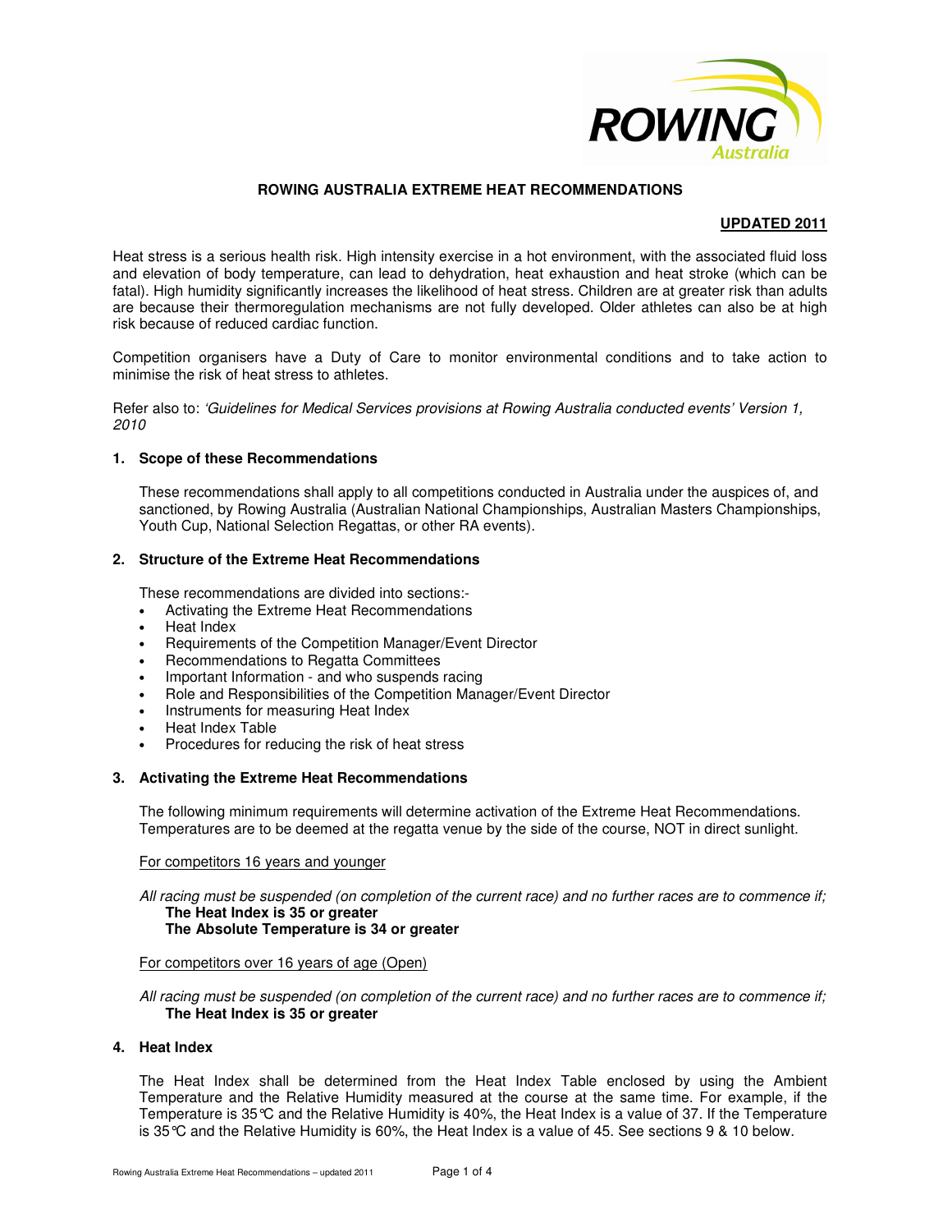# ROWING AUSTRALIA EXTREME HEAT RECOMMENDATIONS

**UPDATED 2011**

Heat stress is a serious health risk. High intensity exercise in a hot environment, with the associated fluid loss and elevation of body temperature, can lead to dehydration, heat exhaustion and heat stroke (which can be fatal). High humidity significantly increases the likelihood of heat stress. Children are at greater risk than adults are because their thermoregulation mechanisms are not fully developed. Older athletes can also be at high risk because of reduced cardiac function.

Competition organisers have a Duty of Care to monitor environmental conditions and to take action to minimise the risk of heat stress to athletes.

Refer also to: *'Guidelines for Medical Services provisions at Rowing Australia conducted events' Version 1, 2010*

## 1. Scope of these Recommendations

These recommendations shall apply to all competitions conducted in Australia under the auspices of, and sanctioned, by Rowing Australia (Australian National Championships, Australian Masters Championships, Youth Cup, National Selection Regattas, or other RA events).

## 2. Structure of the Extreme Heat Recommendations

These recommendations are divided into sections:-

- Activating the Extreme Heat Recommendations
- Heat Index
- Requirements of the Competition Manager/Event Director
- Recommendations to Regatta Committees
- Important Information - and who suspends racing
- Role and Responsibilities of the Competition Manager/Event Director
- Instruments for measuring Heat Index
- Heat Index Table
- Procedures for reducing the risk of heat stress

## 3. Activating the Extreme Heat Recommendations

The following minimum requirements will determine activation of the Extreme Heat Recommendations. Temperatures are to be deemed at the regatta venue by the side of the course, NOT in direct sunlight.

For competitors 16 years and younger

*All racing must be suspended (on completion of the current race) and no further races are to commence if;*
**The Heat Index is 35 or greater**
**The Absolute Temperature is 34 or greater**

For competitors over 16 years of age (Open)

*All racing must be suspended (on completion of the current race) and no further races are to commence if;*
**The Heat Index is 35 or greater**

## 4. Heat Index

The Heat Index shall be determined from the Heat Index Table enclosed by using the Ambient Temperature and the Relative Humidity measured at the course at the same time. For example, if the Temperature is 35°C and the Relative Humidity is 40%, the Heat Index is a value of 37. If the Temperature is 35°C and the Relative Humidity is 60%, the Heat Index is a value of 45. See sections 9 & 10 below.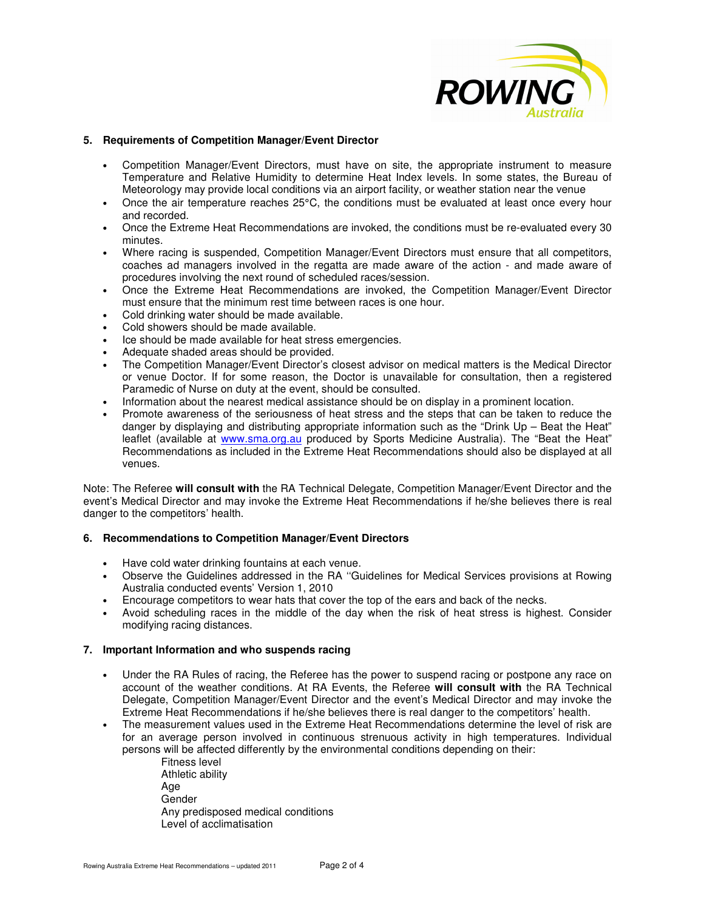## 5. Requirements of Competition Manager/Event Director

- Competition Manager/Event Directors, must have on site, the appropriate instrument to measure Temperature and Relative Humidity to determine Heat Index levels. In some states, the Bureau of Meteorology may provide local conditions via an airport facility, or weather station near the venue
- Once the air temperature reaches 25°C, the conditions must be evaluated at least once every hour and recorded.
- Once the Extreme Heat Recommendations are invoked, the conditions must be re-evaluated every 30 minutes.
- Where racing is suspended, Competition Manager/Event Directors must ensure that all competitors, coaches ad managers involved in the regatta are made aware of the action - and made aware of procedures involving the next round of scheduled races/session.
- Once the Extreme Heat Recommendations are invoked, the Competition Manager/Event Director must ensure that the minimum rest time between races is one hour.
- Cold drinking water should be made available.
- Cold showers should be made available.
- Ice should be made available for heat stress emergencies.
- Adequate shaded areas should be provided.
- The Competition Manager/Event Director's closest advisor on medical matters is the Medical Director or venue Doctor. If for some reason, the Doctor is unavailable for consultation, then a registered Paramedic of Nurse on duty at the event, should be consulted.
- Information about the nearest medical assistance should be on display in a prominent location.
- Promote awareness of the seriousness of heat stress and the steps that can be taken to reduce the danger by displaying and distributing appropriate information such as the "Drink Up – Beat the Heat" leaflet (available at www.sma.org.au produced by Sports Medicine Australia). The "Beat the Heat" Recommendations as included in the Extreme Heat Recommendations should also be displayed at all venues.

Note: The Referee **will consult with** the RA Technical Delegate, Competition Manager/Event Director and the event's Medical Director and may invoke the Extreme Heat Recommendations if he/she believes there is real danger to the competitors' health.

## 6. Recommendations to Competition Manager/Event Directors

- Have cold water drinking fountains at each venue.
- Observe the Guidelines addressed in the RA ''Guidelines for Medical Services provisions at Rowing Australia conducted events' Version 1, 2010
- Encourage competitors to wear hats that cover the top of the ears and back of the necks.
- Avoid scheduling races in the middle of the day when the risk of heat stress is highest. Consider modifying racing distances.

## 7. Important Information and who suspends racing

- Under the RA Rules of racing, the Referee has the power to suspend racing or postpone any race on account of the weather conditions. At RA Events, the Referee **will consult with** the RA Technical Delegate, Competition Manager/Event Director and the event's Medical Director and may invoke the Extreme Heat Recommendations if he/she believes there is real danger to the competitors' health.
- The measurement values used in the Extreme Heat Recommendations determine the level of risk are for an average person involved in continuous strenuous activity in high temperatures. Individual persons will be affected differently by the environmental conditions depending on their:

  Fitness level
  Athletic ability
  Age
  Gender
  Any predisposed medical conditions
  Level of acclimatisation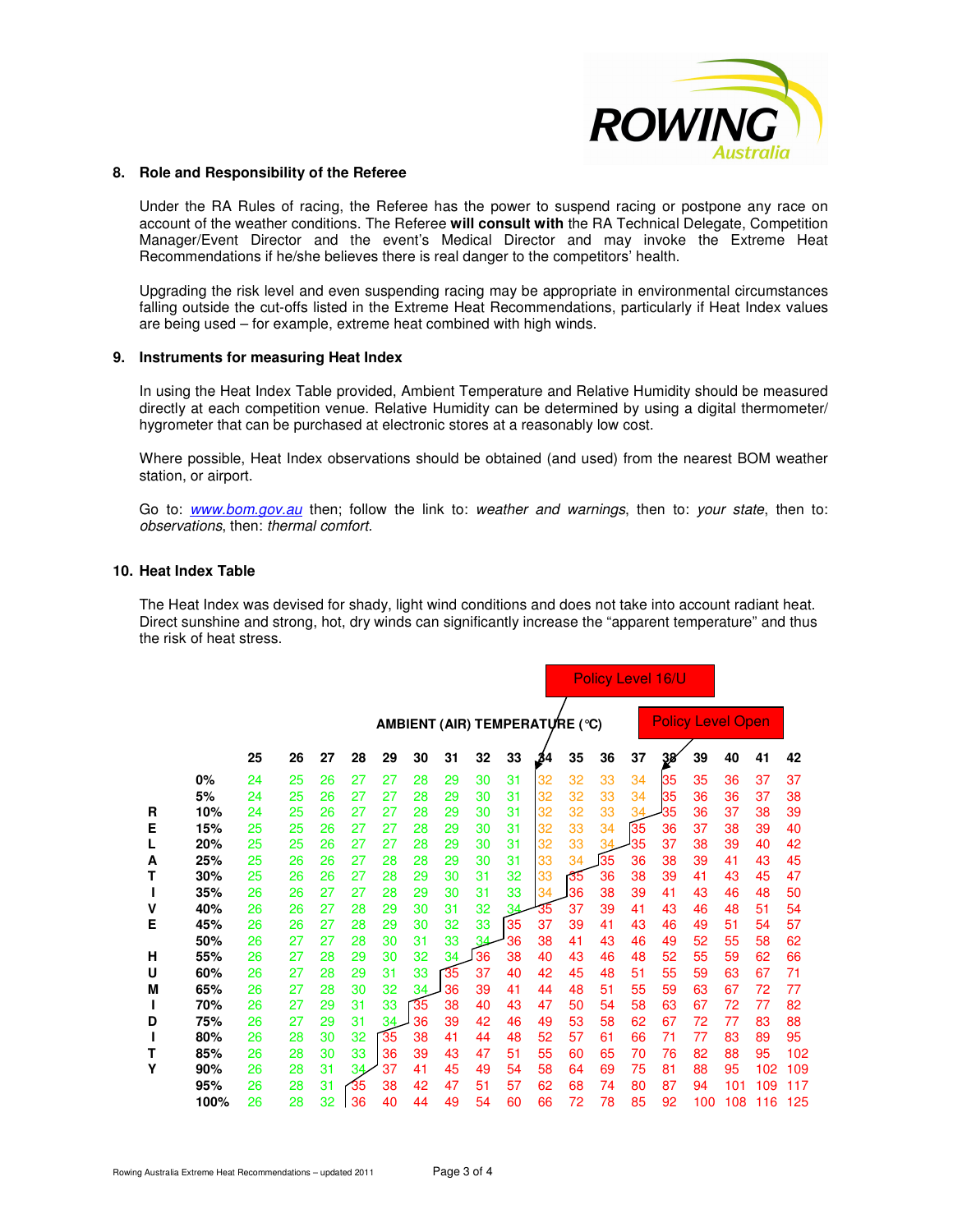## 8. Role and Responsibility of the Referee

Under the RA Rules of racing, the Referee has the power to suspend racing or postpone any race on account of the weather conditions. The Referee **will consult with** the RA Technical Delegate, Competition Manager/Event Director and the event's Medical Director and may invoke the Extreme Heat Recommendations if he/she believes there is real danger to the competitors' health.

Upgrading the risk level and even suspending racing may be appropriate in environmental circumstances falling outside the cut-offs listed in the Extreme Heat Recommendations, particularly if Heat Index values are being used – for example, extreme heat combined with high winds.

## 9. Instruments for measuring Heat Index

In using the Heat Index Table provided, Ambient Temperature and Relative Humidity should be measured directly at each competition venue. Relative Humidity can be determined by using a digital thermometer/ hygrometer that can be purchased at electronic stores at a reasonably low cost.

Where possible, Heat Index observations should be obtained (and used) from the nearest BOM weather station, or airport.

Go to: www.bom.gov.au then; follow the link to: *weather and warnings*, then to: *your state*, then to: *observations*, then: *thermal comfort*.

## 10. Heat Index Table

The Heat Index was devised for shady, light wind conditions and does not take into account radiant heat. Direct sunshine and strong, hot, dry winds can significantly increase the "apparent temperature" and thus the risk of heat stress.

Policy Level 16/U (from 34°C) | Policy Level Open (from 38°C)

**AMBIENT (AIR) TEMPERATURE (°C)**

| RELATIVE HUMIDITY | 25 | 26 | 27 | 28 | 29 | 30 | 31 | 32 | 33 | 34 | 35 | 36 | 37 | 38 | 39 | 40 | 41 | 42 |
|---|---|---|---|---|---|---|---|---|---|---|---|---|---|---|---|---|---|---|
| 0% | 24 | 25 | 26 | 27 | 27 | 28 | 29 | 30 | 31 | 32 | 32 | 33 | 34 | 35 | 35 | 36 | 37 | 37 |
| 5% | 24 | 25 | 26 | 27 | 27 | 28 | 29 | 30 | 31 | 32 | 32 | 33 | 34 | 35 | 36 | 36 | 37 | 38 |
| 10% | 24 | 25 | 26 | 27 | 27 | 28 | 29 | 30 | 31 | 32 | 32 | 33 | 34 | 35 | 36 | 37 | 38 | 39 |
| 15% | 25 | 25 | 26 | 27 | 27 | 28 | 29 | 30 | 31 | 32 | 33 | 34 | 35 | 36 | 37 | 38 | 39 | 40 |
| 20% | 25 | 25 | 26 | 27 | 27 | 28 | 29 | 30 | 31 | 32 | 33 | 34 | 35 | 37 | 38 | 39 | 40 | 42 |
| 25% | 25 | 26 | 26 | 27 | 28 | 28 | 29 | 30 | 31 | 33 | 34 | 35 | 36 | 38 | 39 | 41 | 43 | 45 |
| 30% | 25 | 26 | 26 | 27 | 28 | 29 | 30 | 31 | 32 | 33 | 35 | 36 | 38 | 39 | 41 | 43 | 45 | 47 |
| 35% | 26 | 26 | 27 | 27 | 28 | 29 | 30 | 31 | 33 | 34 | 36 | 38 | 39 | 41 | 43 | 46 | 48 | 50 |
| 40% | 26 | 26 | 27 | 28 | 29 | 30 | 31 | 32 | 34 | 35 | 37 | 39 | 41 | 43 | 46 | 48 | 51 | 54 |
| 45% | 26 | 26 | 27 | 28 | 29 | 30 | 32 | 33 | 35 | 37 | 39 | 41 | 43 | 46 | 49 | 51 | 54 | 57 |
| 50% | 26 | 27 | 27 | 28 | 30 | 31 | 33 | 34 | 36 | 38 | 41 | 43 | 46 | 49 | 52 | 55 | 58 | 62 |
| 55% | 26 | 27 | 28 | 29 | 30 | 32 | 34 | 36 | 38 | 40 | 43 | 46 | 48 | 52 | 55 | 59 | 62 | 66 |
| 60% | 26 | 27 | 28 | 29 | 31 | 33 | 35 | 37 | 40 | 42 | 45 | 48 | 51 | 55 | 59 | 63 | 67 | 71 |
| 65% | 26 | 27 | 28 | 30 | 32 | 34 | 36 | 39 | 41 | 44 | 48 | 51 | 55 | 59 | 63 | 67 | 72 | 77 |
| 70% | 26 | 27 | 29 | 31 | 33 | 35 | 38 | 40 | 43 | 47 | 50 | 54 | 58 | 63 | 67 | 72 | 77 | 82 |
| 75% | 26 | 27 | 29 | 31 | 34 | 36 | 39 | 42 | 46 | 49 | 53 | 58 | 62 | 67 | 72 | 77 | 83 | 88 |
| 80% | 26 | 28 | 30 | 32 | 35 | 38 | 41 | 44 | 48 | 52 | 57 | 61 | 66 | 71 | 77 | 83 | 89 | 95 |
| 85% | 26 | 28 | 30 | 33 | 36 | 39 | 43 | 47 | 51 | 55 | 60 | 65 | 70 | 76 | 82 | 88 | 95 | 102 |
| 90% | 26 | 28 | 31 | 34 | 37 | 41 | 45 | 49 | 54 | 58 | 64 | 69 | 75 | 81 | 88 | 95 | 102 | 109 |
| 95% | 26 | 28 | 31 | 35 | 38 | 42 | 47 | 51 | 57 | 62 | 68 | 74 | 80 | 87 | 94 | 101 | 109 | 117 |
| 100% | 26 | 28 | 32 | 36 | 40 | 44 | 49 | 54 | 60 | 66 | 72 | 78 | 85 | 92 | 100 | 108 | 116 | 125 |

Rowing Australia Extreme Heat Recommendations – updated 2011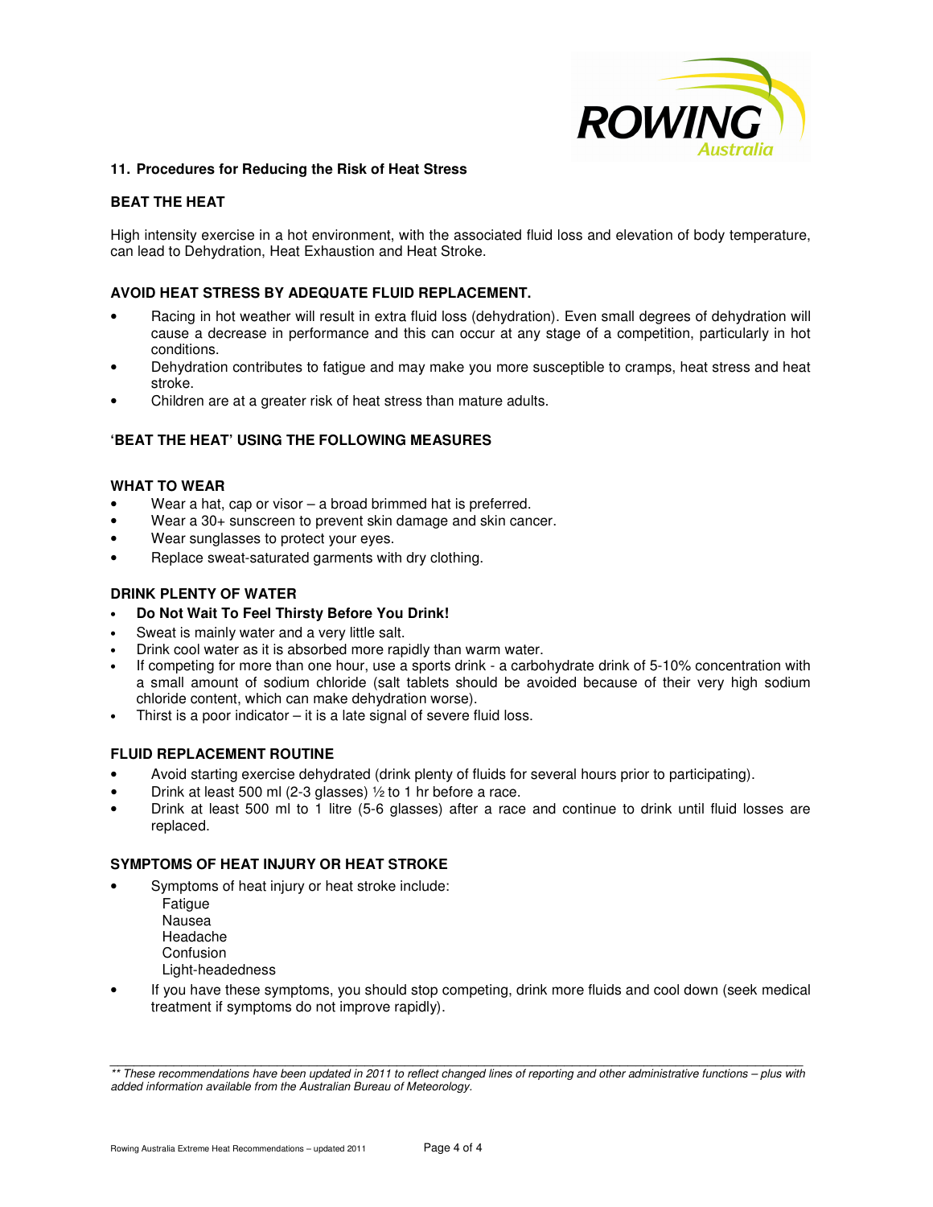## 11. Procedures for Reducing the Risk of Heat Stress

### BEAT THE HEAT

High intensity exercise in a hot environment, with the associated fluid loss and elevation of body temperature, can lead to Dehydration, Heat Exhaustion and Heat Stroke.

### AVOID HEAT STRESS BY ADEQUATE FLUID REPLACEMENT.

- Racing in hot weather will result in extra fluid loss (dehydration). Even small degrees of dehydration will cause a decrease in performance and this can occur at any stage of a competition, particularly in hot conditions.
- Dehydration contributes to fatigue and may make you more susceptible to cramps, heat stress and heat stroke.
- Children are at a greater risk of heat stress than mature adults.

### 'BEAT THE HEAT' USING THE FOLLOWING MEASURES

### WHAT TO WEAR

- Wear a hat, cap or visor – a broad brimmed hat is preferred.
- Wear a 30+ sunscreen to prevent skin damage and skin cancer.
- Wear sunglasses to protect your eyes.
- Replace sweat-saturated garments with dry clothing.

### DRINK PLENTY OF WATER

- **Do Not Wait To Feel Thirsty Before You Drink!**
- Sweat is mainly water and a very little salt.
- Drink cool water as it is absorbed more rapidly than warm water.
- If competing for more than one hour, use a sports drink - a carbohydrate drink of 5-10% concentration with a small amount of sodium chloride (salt tablets should be avoided because of their very high sodium chloride content, which can make dehydration worse).
- Thirst is a poor indicator – it is a late signal of severe fluid loss.

### FLUID REPLACEMENT ROUTINE

- Avoid starting exercise dehydrated (drink plenty of fluids for several hours prior to participating).
- Drink at least 500 ml (2-3 glasses) ½ to 1 hr before a race.
- Drink at least 500 ml to 1 litre (5-6 glasses) after a race and continue to drink until fluid losses are replaced.

### SYMPTOMS OF HEAT INJURY OR HEAT STROKE

- Symptoms of heat injury or heat stroke include:
  Fatigue
  Nausea
  Headache
  Confusion
  Light-headedness
- If you have these symptoms, you should stop competing, drink more fluids and cool down (seek medical treatment if symptoms do not improve rapidly).

---

*** These recommendations have been updated in 2011 to reflect changed lines of reporting and other administrative functions – plus with added information available from the Australian Bureau of Meteorology.*